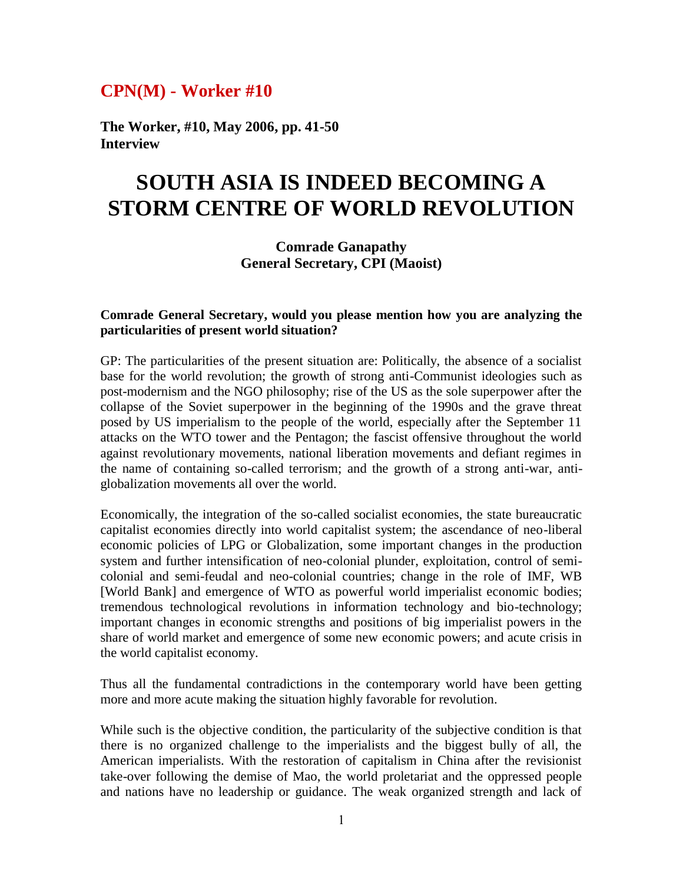## CPN(M) - Worker #10

**The Worker, #10, May 2006, pp. 41-50**
**Interview**

# SOUTH ASIA IS INDEED BECOMING A STORM CENTRE OF WORLD REVOLUTION

**Comrade Ganapathy**
**General Secretary, CPI (Maoist)**

**Comrade General Secretary, would you please mention how you are analyzing the particularities of present world situation?**

GP: The particularities of the present situation are: Politically, the absence of a socialist base for the world revolution; the growth of strong anti-Communist ideologies such as post-modernism and the NGO philosophy; rise of the US as the sole superpower after the collapse of the Soviet superpower in the beginning of the 1990s and the grave threat posed by US imperialism to the people of the world, especially after the September 11 attacks on the WTO tower and the Pentagon; the fascist offensive throughout the world against revolutionary movements, national liberation movements and defiant regimes in the name of containing so-called terrorism; and the growth of a strong anti-war, anti-globalization movements all over the world.

Economically, the integration of the so-called socialist economies, the state bureaucratic capitalist economies directly into world capitalist system; the ascendance of neo-liberal economic policies of LPG or Globalization, some important changes in the production system and further intensification of neo-colonial plunder, exploitation, control of semi-colonial and semi-feudal and neo-colonial countries; change in the role of IMF, WB [World Bank] and emergence of WTO as powerful world imperialist economic bodies; tremendous technological revolutions in information technology and bio-technology; important changes in economic strengths and positions of big imperialist powers in the share of world market and emergence of some new economic powers; and acute crisis in the world capitalist economy.

Thus all the fundamental contradictions in the contemporary world have been getting more and more acute making the situation highly favorable for revolution.

While such is the objective condition, the particularity of the subjective condition is that there is no organized challenge to the imperialists and the biggest bully of all, the American imperialists. With the restoration of capitalism in China after the revisionist take-over following the demise of Mao, the world proletariat and the oppressed people and nations have no leadership or guidance. The weak organized strength and lack of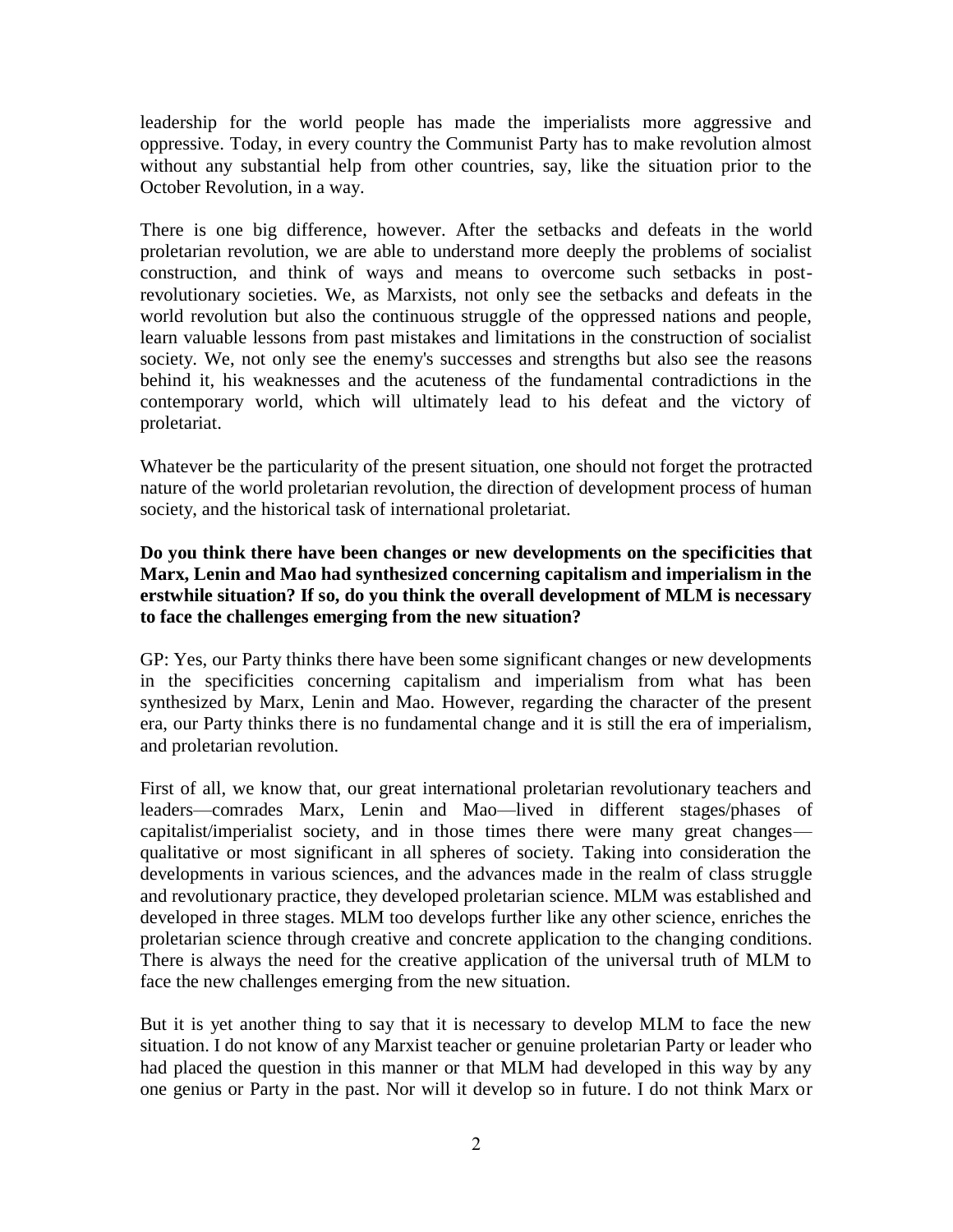leadership for the world people has made the imperialists more aggressive and oppressive. Today, in every country the Communist Party has to make revolution almost without any substantial help from other countries, say, like the situation prior to the October Revolution, in a way.

There is one big difference, however. After the setbacks and defeats in the world proletarian revolution, we are able to understand more deeply the problems of socialist construction, and think of ways and means to overcome such setbacks in post-revolutionary societies. We, as Marxists, not only see the setbacks and defeats in the world revolution but also the continuous struggle of the oppressed nations and people, learn valuable lessons from past mistakes and limitations in the construction of socialist society. We, not only see the enemy's successes and strengths but also see the reasons behind it, his weaknesses and the acuteness of the fundamental contradictions in the contemporary world, which will ultimately lead to his defeat and the victory of proletariat.

Whatever be the particularity of the present situation, one should not forget the protracted nature of the world proletarian revolution, the direction of development process of human society, and the historical task of international proletariat.

**Do you think there have been changes or new developments on the specificities that Marx, Lenin and Mao had synthesized concerning capitalism and imperialism in the erstwhile situation? If so, do you think the overall development of MLM is necessary to face the challenges emerging from the new situation?**

GP: Yes, our Party thinks there have been some significant changes or new developments in the specificities concerning capitalism and imperialism from what has been synthesized by Marx, Lenin and Mao. However, regarding the character of the present era, our Party thinks there is no fundamental change and it is still the era of imperialism, and proletarian revolution.

First of all, we know that, our great international proletarian revolutionary teachers and leaders—comrades Marx, Lenin and Mao—lived in different stages/phases of capitalist/imperialist society, and in those times there were many great changes—qualitative or most significant in all spheres of society. Taking into consideration the developments in various sciences, and the advances made in the realm of class struggle and revolutionary practice, they developed proletarian science. MLM was established and developed in three stages. MLM too develops further like any other science, enriches the proletarian science through creative and concrete application to the changing conditions. There is always the need for the creative application of the universal truth of MLM to face the new challenges emerging from the new situation.

But it is yet another thing to say that it is necessary to develop MLM to face the new situation. I do not know of any Marxist teacher or genuine proletarian Party or leader who had placed the question in this manner or that MLM had developed in this way by any one genius or Party in the past. Nor will it develop so in future. I do not think Marx or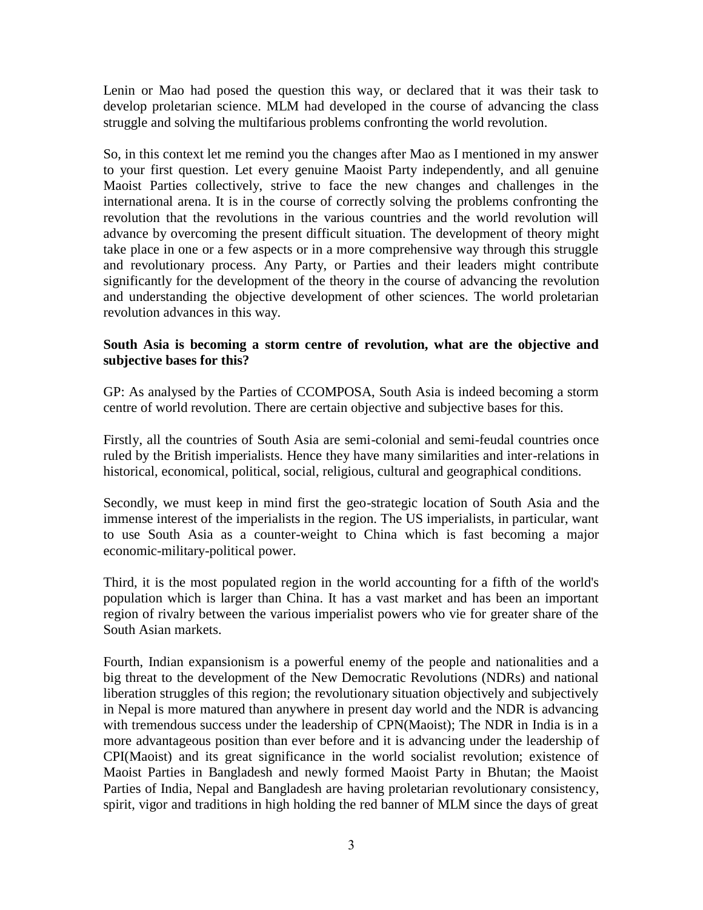Lenin or Mao had posed the question this way, or declared that it was their task to develop proletarian science. MLM had developed in the course of advancing the class struggle and solving the multifarious problems confronting the world revolution.

So, in this context let me remind you the changes after Mao as I mentioned in my answer to your first question. Let every genuine Maoist Party independently, and all genuine Maoist Parties collectively, strive to face the new changes and challenges in the international arena. It is in the course of correctly solving the problems confronting the revolution that the revolutions in the various countries and the world revolution will advance by overcoming the present difficult situation. The development of theory might take place in one or a few aspects or in a more comprehensive way through this struggle and revolutionary process. Any Party, or Parties and their leaders might contribute significantly for the development of the theory in the course of advancing the revolution and understanding the objective development of other sciences. The world proletarian revolution advances in this way.

**South Asia is becoming a storm centre of revolution, what are the objective and subjective bases for this?**

GP: As analysed by the Parties of CCOMPOSA, South Asia is indeed becoming a storm centre of world revolution. There are certain objective and subjective bases for this.

Firstly, all the countries of South Asia are semi-colonial and semi-feudal countries once ruled by the British imperialists. Hence they have many similarities and inter-relations in historical, economical, political, social, religious, cultural and geographical conditions.

Secondly, we must keep in mind first the geo-strategic location of South Asia and the immense interest of the imperialists in the region. The US imperialists, in particular, want to use South Asia as a counter-weight to China which is fast becoming a major economic-military-political power.

Third, it is the most populated region in the world accounting for a fifth of the world's population which is larger than China. It has a vast market and has been an important region of rivalry between the various imperialist powers who vie for greater share of the South Asian markets.

Fourth, Indian expansionism is a powerful enemy of the people and nationalities and a big threat to the development of the New Democratic Revolutions (NDRs) and national liberation struggles of this region; the revolutionary situation objectively and subjectively in Nepal is more matured than anywhere in present day world and the NDR is advancing with tremendous success under the leadership of CPN(Maoist); The NDR in India is in a more advantageous position than ever before and it is advancing under the leadership of CPI(Maoist) and its great significance in the world socialist revolution; existence of Maoist Parties in Bangladesh and newly formed Maoist Party in Bhutan; the Maoist Parties of India, Nepal and Bangladesh are having proletarian revolutionary consistency, spirit, vigor and traditions in high holding the red banner of MLM since the days of great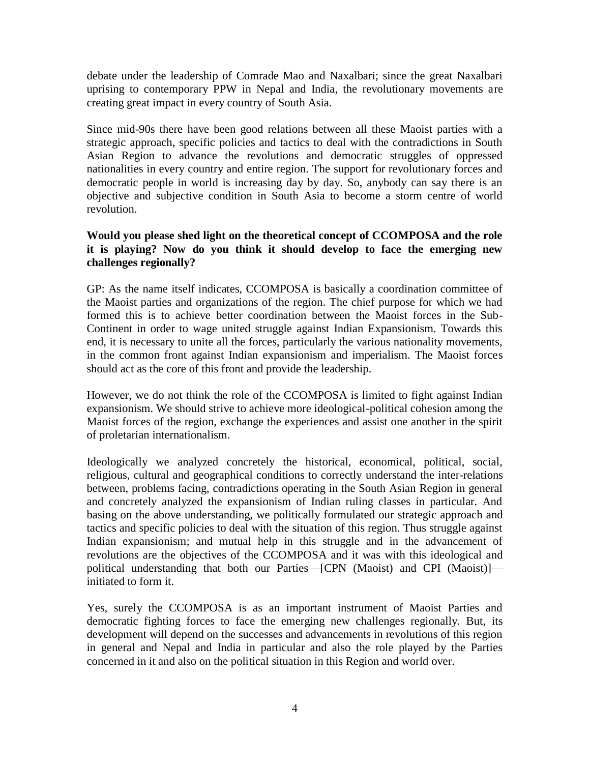debate under the leadership of Comrade Mao and Naxalbari; since the great Naxalbari uprising to contemporary PPW in Nepal and India, the revolutionary movements are creating great impact in every country of South Asia.

Since mid-90s there have been good relations between all these Maoist parties with a strategic approach, specific policies and tactics to deal with the contradictions in South Asian Region to advance the revolutions and democratic struggles of oppressed nationalities in every country and entire region. The support for revolutionary forces and democratic people in world is increasing day by day. So, anybody can say there is an objective and subjective condition in South Asia to become a storm centre of world revolution.

**Would you please shed light on the theoretical concept of CCOMPOSA and the role it is playing? Now do you think it should develop to face the emerging new challenges regionally?**

GP: As the name itself indicates, CCOMPOSA is basically a coordination committee of the Maoist parties and organizations of the region. The chief purpose for which we had formed this is to achieve better coordination between the Maoist forces in the Sub-Continent in order to wage united struggle against Indian Expansionism. Towards this end, it is necessary to unite all the forces, particularly the various nationality movements, in the common front against Indian expansionism and imperialism. The Maoist forces should act as the core of this front and provide the leadership.

However, we do not think the role of the CCOMPOSA is limited to fight against Indian expansionism. We should strive to achieve more ideological-political cohesion among the Maoist forces of the region, exchange the experiences and assist one another in the spirit of proletarian internationalism.

Ideologically we analyzed concretely the historical, economical, political, social, religious, cultural and geographical conditions to correctly understand the inter-relations between, problems facing, contradictions operating in the South Asian Region in general and concretely analyzed the expansionism of Indian ruling classes in particular. And basing on the above understanding, we politically formulated our strategic approach and tactics and specific policies to deal with the situation of this region. Thus struggle against Indian expansionism; and mutual help in this struggle and in the advancement of revolutions are the objectives of the CCOMPOSA and it was with this ideological and political understanding that both our Parties—[CPN (Maoist) and CPI (Maoist)]—initiated to form it.

Yes, surely the CCOMPOSA is as an important instrument of Maoist Parties and democratic fighting forces to face the emerging new challenges regionally. But, its development will depend on the successes and advancements in revolutions of this region in general and Nepal and India in particular and also the role played by the Parties concerned in it and also on the political situation in this Region and world over.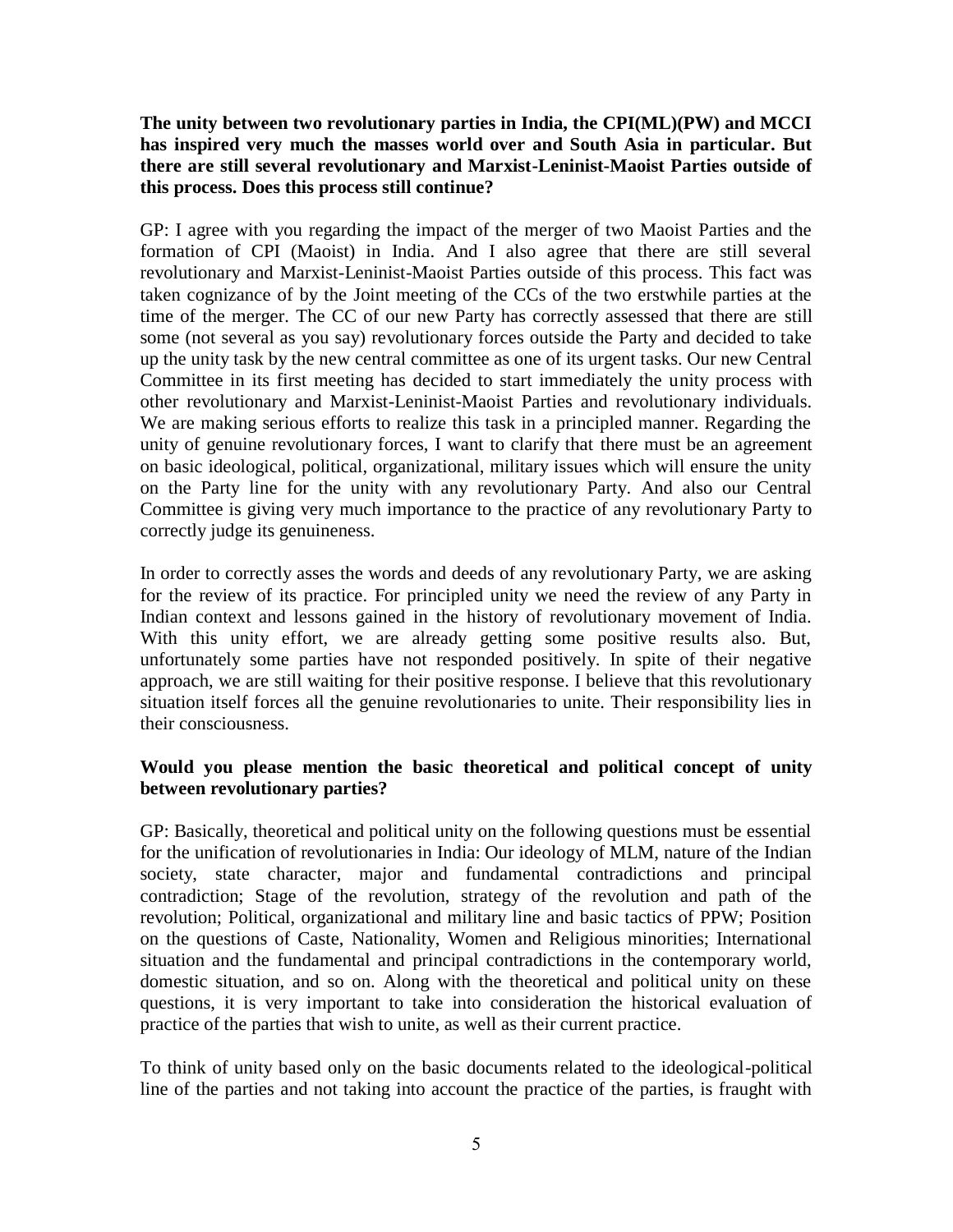**The unity between two revolutionary parties in India, the CPI(ML)(PW) and MCCI has inspired very much the masses world over and South Asia in particular. But there are still several revolutionary and Marxist-Leninist-Maoist Parties outside of this process. Does this process still continue?**

GP: I agree with you regarding the impact of the merger of two Maoist Parties and the formation of CPI (Maoist) in India. And I also agree that there are still several revolutionary and Marxist-Leninist-Maoist Parties outside of this process. This fact was taken cognizance of by the Joint meeting of the CCs of the two erstwhile parties at the time of the merger. The CC of our new Party has correctly assessed that there are still some (not several as you say) revolutionary forces outside the Party and decided to take up the unity task by the new central committee as one of its urgent tasks. Our new Central Committee in its first meeting has decided to start immediately the unity process with other revolutionary and Marxist-Leninist-Maoist Parties and revolutionary individuals. We are making serious efforts to realize this task in a principled manner. Regarding the unity of genuine revolutionary forces, I want to clarify that there must be an agreement on basic ideological, political, organizational, military issues which will ensure the unity on the Party line for the unity with any revolutionary Party. And also our Central Committee is giving very much importance to the practice of any revolutionary Party to correctly judge its genuineness.

In order to correctly asses the words and deeds of any revolutionary Party, we are asking for the review of its practice. For principled unity we need the review of any Party in Indian context and lessons gained in the history of revolutionary movement of India. With this unity effort, we are already getting some positive results also. But, unfortunately some parties have not responded positively. In spite of their negative approach, we are still waiting for their positive response. I believe that this revolutionary situation itself forces all the genuine revolutionaries to unite. Their responsibility lies in their consciousness.

**Would you please mention the basic theoretical and political concept of unity between revolutionary parties?**

GP: Basically, theoretical and political unity on the following questions must be essential for the unification of revolutionaries in India: Our ideology of MLM, nature of the Indian society, state character, major and fundamental contradictions and principal contradiction; Stage of the revolution, strategy of the revolution and path of the revolution; Political, organizational and military line and basic tactics of PPW; Position on the questions of Caste, Nationality, Women and Religious minorities; International situation and the fundamental and principal contradictions in the contemporary world, domestic situation, and so on. Along with the theoretical and political unity on these questions, it is very important to take into consideration the historical evaluation of practice of the parties that wish to unite, as well as their current practice.

To think of unity based only on the basic documents related to the ideological-political line of the parties and not taking into account the practice of the parties, is fraught with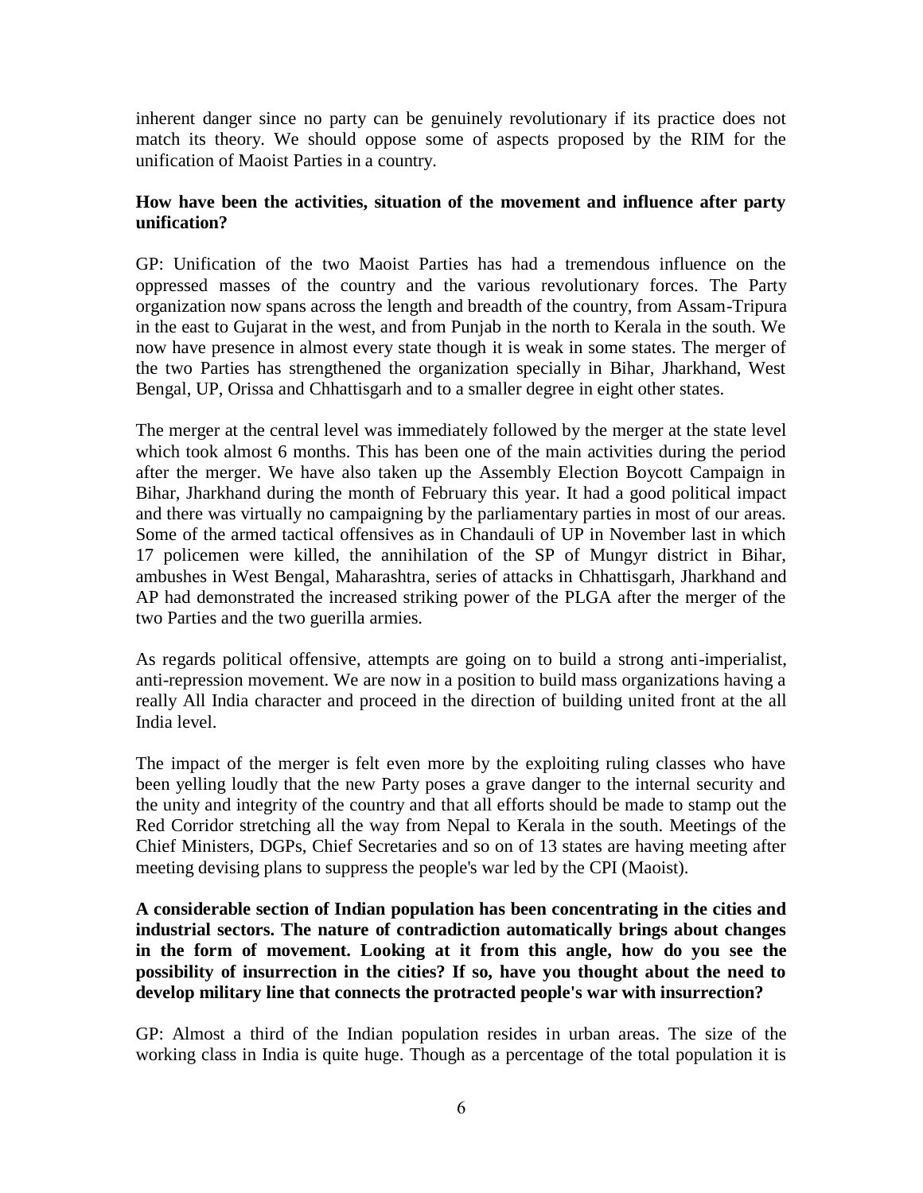inherent danger since no party can be genuinely revolutionary if its practice does not match its theory. We should oppose some of aspects proposed by the RIM for the unification of Maoist Parties in a country.

**How have been the activities, situation of the movement and influence after party unification?**

GP: Unification of the two Maoist Parties has had a tremendous influence on the oppressed masses of the country and the various revolutionary forces. The Party organization now spans across the length and breadth of the country, from Assam-Tripura in the east to Gujarat in the west, and from Punjab in the north to Kerala in the south. We now have presence in almost every state though it is weak in some states. The merger of the two Parties has strengthened the organization specially in Bihar, Jharkhand, West Bengal, UP, Orissa and Chhattisgarh and to a smaller degree in eight other states.

The merger at the central level was immediately followed by the merger at the state level which took almost 6 months. This has been one of the main activities during the period after the merger. We have also taken up the Assembly Election Boycott Campaign in Bihar, Jharkhand during the month of February this year. It had a good political impact and there was virtually no campaigning by the parliamentary parties in most of our areas. Some of the armed tactical offensives as in Chandauli of UP in November last in which 17 policemen were killed, the annihilation of the SP of Mungyr district in Bihar, ambushes in West Bengal, Maharashtra, series of attacks in Chhattisgarh, Jharkhand and AP had demonstrated the increased striking power of the PLGA after the merger of the two Parties and the two guerilla armies.

As regards political offensive, attempts are going on to build a strong anti-imperialist, anti-repression movement. We are now in a position to build mass organizations having a really All India character and proceed in the direction of building united front at the all India level.

The impact of the merger is felt even more by the exploiting ruling classes who have been yelling loudly that the new Party poses a grave danger to the internal security and the unity and integrity of the country and that all efforts should be made to stamp out the Red Corridor stretching all the way from Nepal to Kerala in the south. Meetings of the Chief Ministers, DGPs, Chief Secretaries and so on of 13 states are having meeting after meeting devising plans to suppress the people's war led by the CPI (Maoist).

**A considerable section of Indian population has been concentrating in the cities and industrial sectors. The nature of contradiction automatically brings about changes in the form of movement. Looking at it from this angle, how do you see the possibility of insurrection in the cities? If so, have you thought about the need to develop military line that connects the protracted people's war with insurrection?**

GP: Almost a third of the Indian population resides in urban areas. The size of the working class in India is quite huge. Though as a percentage of the total population it is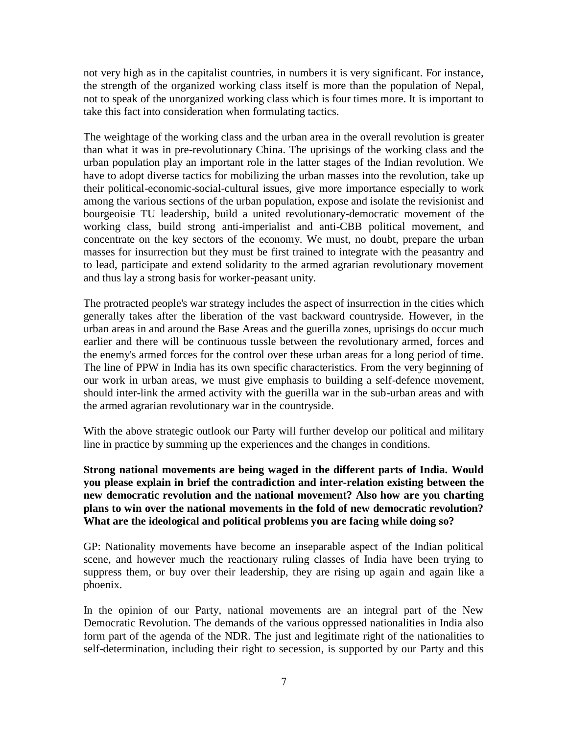not very high as in the capitalist countries, in numbers it is very significant. For instance, the strength of the organized working class itself is more than the population of Nepal, not to speak of the unorganized working class which is four times more. It is important to take this fact into consideration when formulating tactics.

The weightage of the working class and the urban area in the overall revolution is greater than what it was in pre-revolutionary China. The uprisings of the working class and the urban population play an important role in the latter stages of the Indian revolution. We have to adopt diverse tactics for mobilizing the urban masses into the revolution, take up their political-economic-social-cultural issues, give more importance especially to work among the various sections of the urban population, expose and isolate the revisionist and bourgeoisie TU leadership, build a united revolutionary-democratic movement of the working class, build strong anti-imperialist and anti-CBB political movement, and concentrate on the key sectors of the economy. We must, no doubt, prepare the urban masses for insurrection but they must be first trained to integrate with the peasantry and to lead, participate and extend solidarity to the armed agrarian revolutionary movement and thus lay a strong basis for worker-peasant unity.

The protracted people's war strategy includes the aspect of insurrection in the cities which generally takes after the liberation of the vast backward countryside. However, in the urban areas in and around the Base Areas and the guerilla zones, uprisings do occur much earlier and there will be continuous tussle between the revolutionary armed, forces and the enemy's armed forces for the control over these urban areas for a long period of time. The line of PPW in India has its own specific characteristics. From the very beginning of our work in urban areas, we must give emphasis to building a self-defence movement, should inter-link the armed activity with the guerilla war in the sub-urban areas and with the armed agrarian revolutionary war in the countryside.

With the above strategic outlook our Party will further develop our political and military line in practice by summing up the experiences and the changes in conditions.

**Strong national movements are being waged in the different parts of India. Would you please explain in brief the contradiction and inter-relation existing between the new democratic revolution and the national movement? Also how are you charting plans to win over the national movements in the fold of new democratic revolution? What are the ideological and political problems you are facing while doing so?**

GP: Nationality movements have become an inseparable aspect of the Indian political scene, and however much the reactionary ruling classes of India have been trying to suppress them, or buy over their leadership, they are rising up again and again like a phoenix.

In the opinion of our Party, national movements are an integral part of the New Democratic Revolution. The demands of the various oppressed nationalities in India also form part of the agenda of the NDR. The just and legitimate right of the nationalities to self-determination, including their right to secession, is supported by our Party and this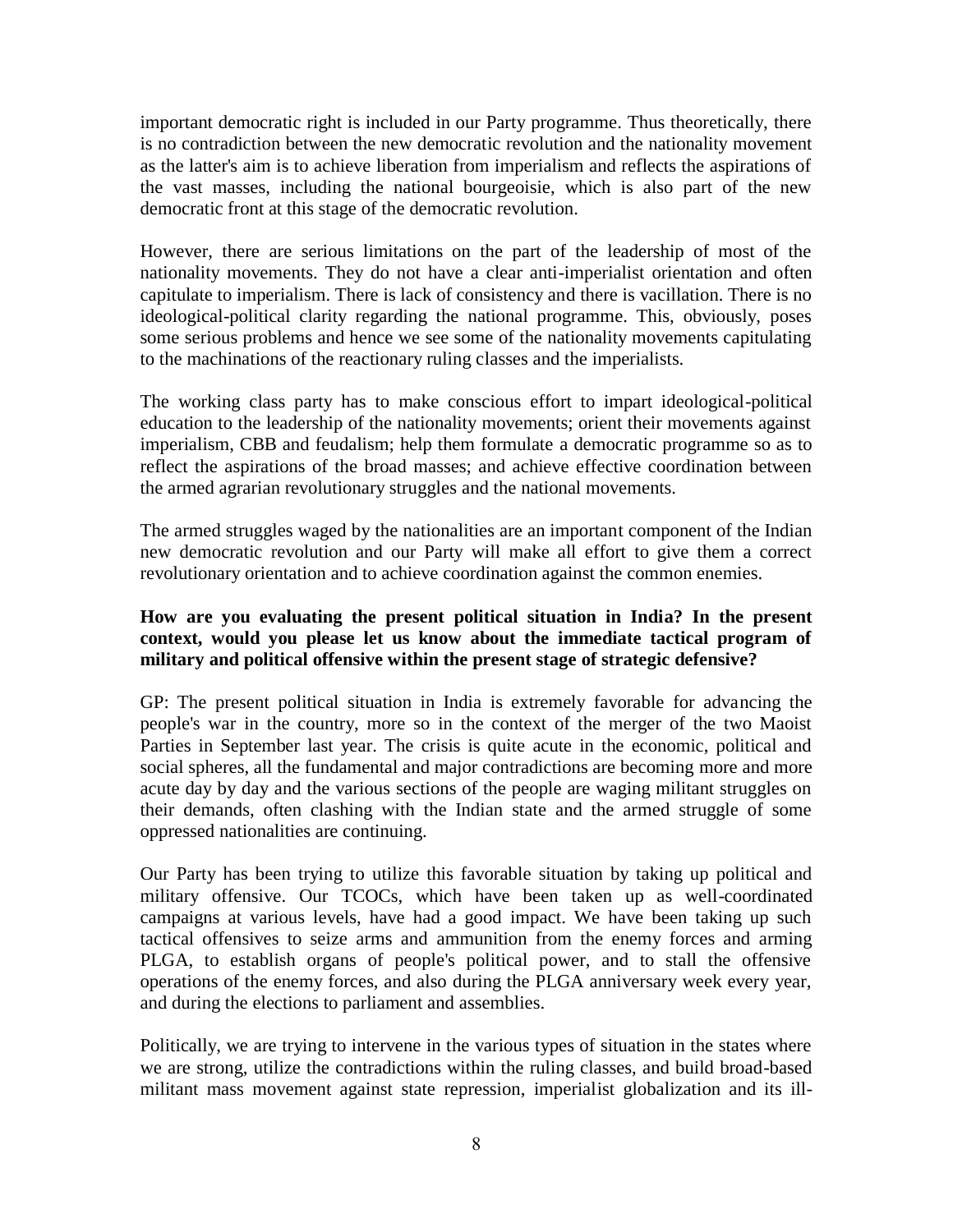important democratic right is included in our Party programme. Thus theoretically, there is no contradiction between the new democratic revolution and the nationality movement as the latter's aim is to achieve liberation from imperialism and reflects the aspirations of the vast masses, including the national bourgeoisie, which is also part of the new democratic front at this stage of the democratic revolution.

However, there are serious limitations on the part of the leadership of most of the nationality movements. They do not have a clear anti-imperialist orientation and often capitulate to imperialism. There is lack of consistency and there is vacillation. There is no ideological-political clarity regarding the national programme. This, obviously, poses some serious problems and hence we see some of the nationality movements capitulating to the machinations of the reactionary ruling classes and the imperialists.

The working class party has to make conscious effort to impart ideological-political education to the leadership of the nationality movements; orient their movements against imperialism, CBB and feudalism; help them formulate a democratic programme so as to reflect the aspirations of the broad masses; and achieve effective coordination between the armed agrarian revolutionary struggles and the national movements.

The armed struggles waged by the nationalities are an important component of the Indian new democratic revolution and our Party will make all effort to give them a correct revolutionary orientation and to achieve coordination against the common enemies.

**How are you evaluating the present political situation in India? In the present context, would you please let us know about the immediate tactical program of military and political offensive within the present stage of strategic defensive?**

GP: The present political situation in India is extremely favorable for advancing the people's war in the country, more so in the context of the merger of the two Maoist Parties in September last year. The crisis is quite acute in the economic, political and social spheres, all the fundamental and major contradictions are becoming more and more acute day by day and the various sections of the people are waging militant struggles on their demands, often clashing with the Indian state and the armed struggle of some oppressed nationalities are continuing.

Our Party has been trying to utilize this favorable situation by taking up political and military offensive. Our TCOCs, which have been taken up as well-coordinated campaigns at various levels, have had a good impact. We have been taking up such tactical offensives to seize arms and ammunition from the enemy forces and arming PLGA, to establish organs of people's political power, and to stall the offensive operations of the enemy forces, and also during the PLGA anniversary week every year, and during the elections to parliament and assemblies.

Politically, we are trying to intervene in the various types of situation in the states where we are strong, utilize the contradictions within the ruling classes, and build broad-based militant mass movement against state repression, imperialist globalization and its ill-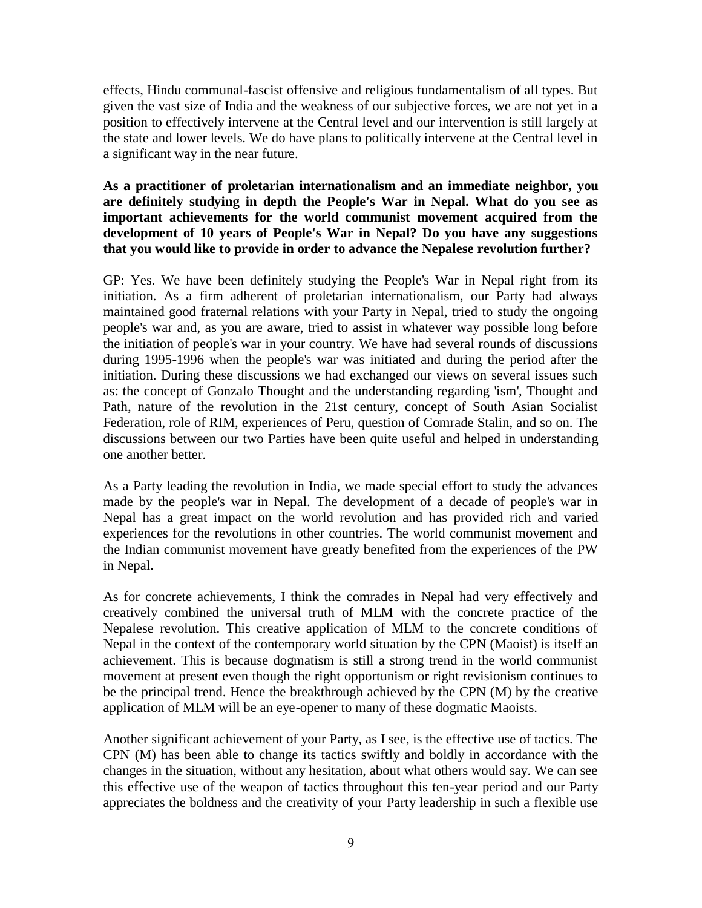effects, Hindu communal-fascist offensive and religious fundamentalism of all types. But given the vast size of India and the weakness of our subjective forces, we are not yet in a position to effectively intervene at the Central level and our intervention is still largely at the state and lower levels. We do have plans to politically intervene at the Central level in a significant way in the near future.

**As a practitioner of proletarian internationalism and an immediate neighbor, you are definitely studying in depth the People's War in Nepal. What do you see as important achievements for the world communist movement acquired from the development of 10 years of People's War in Nepal? Do you have any suggestions that you would like to provide in order to advance the Nepalese revolution further?**

GP: Yes. We have been definitely studying the People's War in Nepal right from its initiation. As a firm adherent of proletarian internationalism, our Party had always maintained good fraternal relations with your Party in Nepal, tried to study the ongoing people's war and, as you are aware, tried to assist in whatever way possible long before the initiation of people's war in your country. We have had several rounds of discussions during 1995-1996 when the people's war was initiated and during the period after the initiation. During these discussions we had exchanged our views on several issues such as: the concept of Gonzalo Thought and the understanding regarding 'ism', Thought and Path, nature of the revolution in the 21st century, concept of South Asian Socialist Federation, role of RIM, experiences of Peru, question of Comrade Stalin, and so on. The discussions between our two Parties have been quite useful and helped in understanding one another better.

As a Party leading the revolution in India, we made special effort to study the advances made by the people's war in Nepal. The development of a decade of people's war in Nepal has a great impact on the world revolution and has provided rich and varied experiences for the revolutions in other countries. The world communist movement and the Indian communist movement have greatly benefited from the experiences of the PW in Nepal.

As for concrete achievements, I think the comrades in Nepal had very effectively and creatively combined the universal truth of MLM with the concrete practice of the Nepalese revolution. This creative application of MLM to the concrete conditions of Nepal in the context of the contemporary world situation by the CPN (Maoist) is itself an achievement. This is because dogmatism is still a strong trend in the world communist movement at present even though the right opportunism or right revisionism continues to be the principal trend. Hence the breakthrough achieved by the CPN (M) by the creative application of MLM will be an eye-opener to many of these dogmatic Maoists.

Another significant achievement of your Party, as I see, is the effective use of tactics. The CPN (M) has been able to change its tactics swiftly and boldly in accordance with the changes in the situation, without any hesitation, about what others would say. We can see this effective use of the weapon of tactics throughout this ten-year period and our Party appreciates the boldness and the creativity of your Party leadership in such a flexible use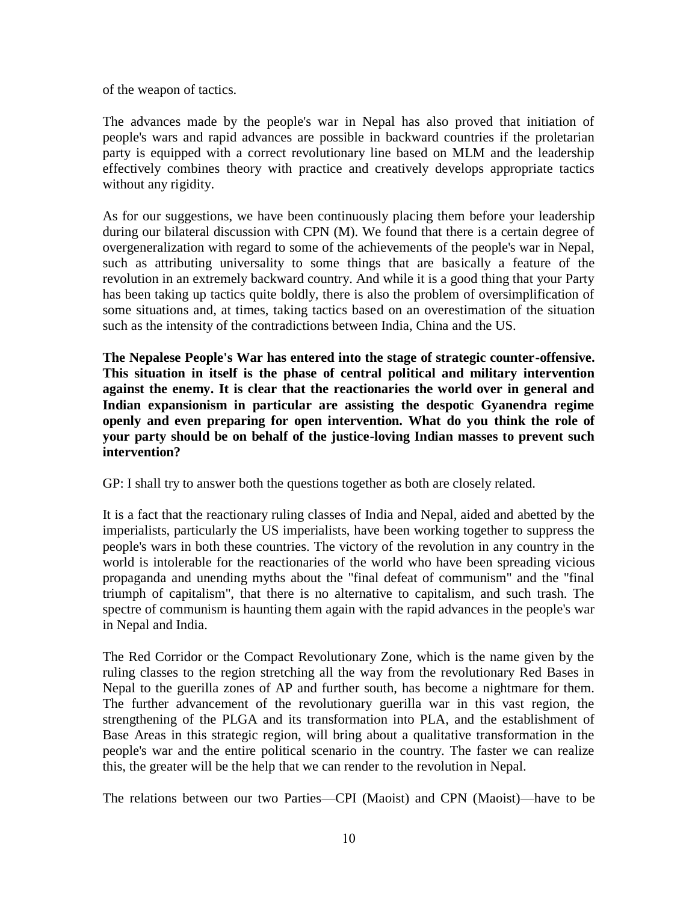of the weapon of tactics.

The advances made by the people's war in Nepal has also proved that initiation of people's wars and rapid advances are possible in backward countries if the proletarian party is equipped with a correct revolutionary line based on MLM and the leadership effectively combines theory with practice and creatively develops appropriate tactics without any rigidity.

As for our suggestions, we have been continuously placing them before your leadership during our bilateral discussion with CPN (M). We found that there is a certain degree of overgeneralization with regard to some of the achievements of the people's war in Nepal, such as attributing universality to some things that are basically a feature of the revolution in an extremely backward country. And while it is a good thing that your Party has been taking up tactics quite boldly, there is also the problem of oversimplification of some situations and, at times, taking tactics based on an overestimation of the situation such as the intensity of the contradictions between India, China and the US.

**The Nepalese People's War has entered into the stage of strategic counter-offensive. This situation in itself is the phase of central political and military intervention against the enemy. It is clear that the reactionaries the world over in general and Indian expansionism in particular are assisting the despotic Gyanendra regime openly and even preparing for open intervention. What do you think the role of your party should be on behalf of the justice-loving Indian masses to prevent such intervention?**

GP: I shall try to answer both the questions together as both are closely related.

It is a fact that the reactionary ruling classes of India and Nepal, aided and abetted by the imperialists, particularly the US imperialists, have been working together to suppress the people's wars in both these countries. The victory of the revolution in any country in the world is intolerable for the reactionaries of the world who have been spreading vicious propaganda and unending myths about the "final defeat of communism" and the "final triumph of capitalism", that there is no alternative to capitalism, and such trash. The spectre of communism is haunting them again with the rapid advances in the people's war in Nepal and India.

The Red Corridor or the Compact Revolutionary Zone, which is the name given by the ruling classes to the region stretching all the way from the revolutionary Red Bases in Nepal to the guerilla zones of AP and further south, has become a nightmare for them. The further advancement of the revolutionary guerilla war in this vast region, the strengthening of the PLGA and its transformation into PLA, and the establishment of Base Areas in this strategic region, will bring about a qualitative transformation in the people's war and the entire political scenario in the country. The faster we can realize this, the greater will be the help that we can render to the revolution in Nepal.

The relations between our two Parties—CPI (Maoist) and CPN (Maoist)—have to be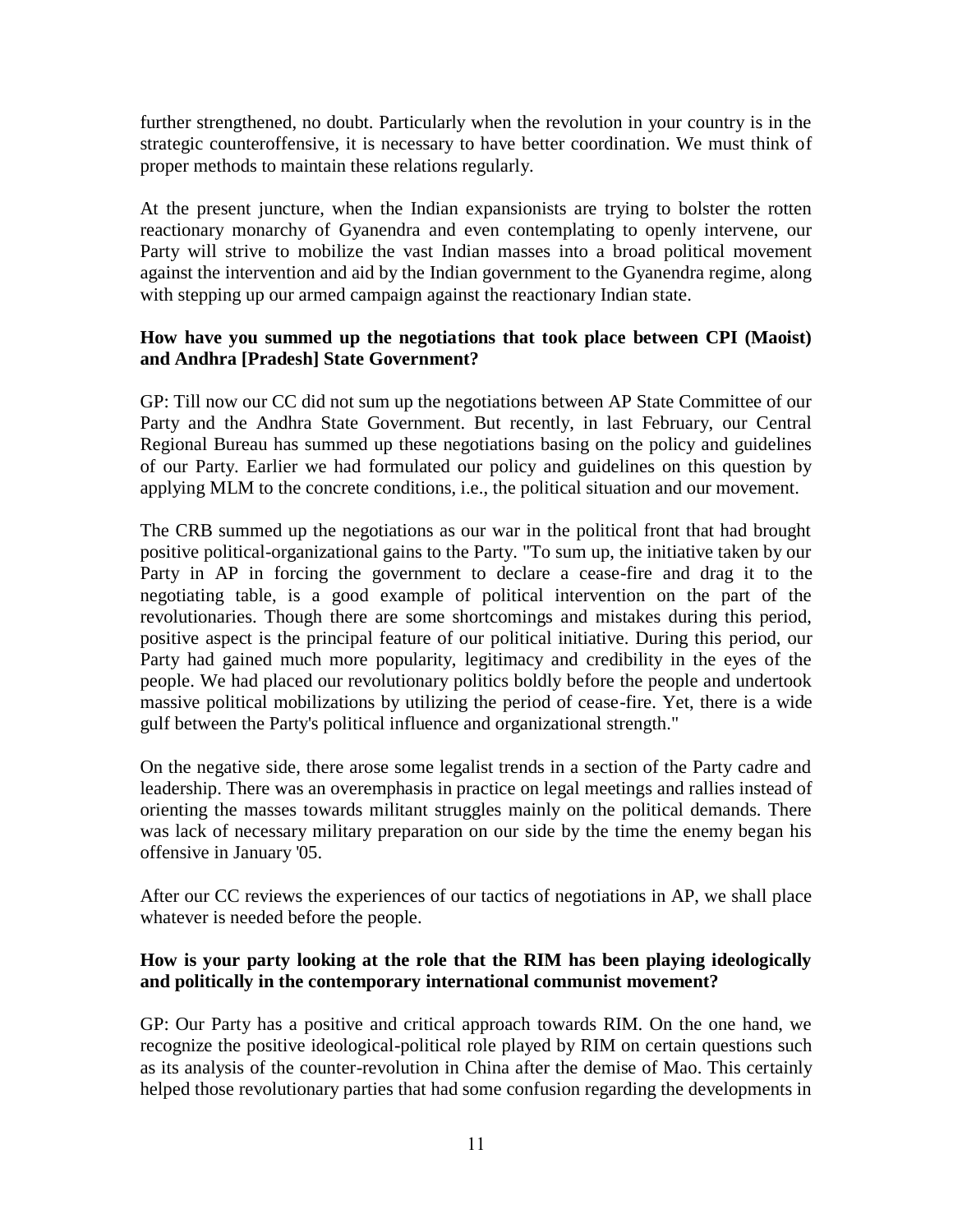further strengthened, no doubt. Particularly when the revolution in your country is in the strategic counteroffensive, it is necessary to have better coordination. We must think of proper methods to maintain these relations regularly.

At the present juncture, when the Indian expansionists are trying to bolster the rotten reactionary monarchy of Gyanendra and even contemplating to openly intervene, our Party will strive to mobilize the vast Indian masses into a broad political movement against the intervention and aid by the Indian government to the Gyanendra regime, along with stepping up our armed campaign against the reactionary Indian state.

**How have you summed up the negotiations that took place between CPI (Maoist) and Andhra [Pradesh] State Government?**

GP: Till now our CC did not sum up the negotiations between AP State Committee of our Party and the Andhra State Government. But recently, in last February, our Central Regional Bureau has summed up these negotiations basing on the policy and guidelines of our Party. Earlier we had formulated our policy and guidelines on this question by applying MLM to the concrete conditions, i.e., the political situation and our movement.

The CRB summed up the negotiations as our war in the political front that had brought positive political-organizational gains to the Party. "To sum up, the initiative taken by our Party in AP in forcing the government to declare a cease-fire and drag it to the negotiating table, is a good example of political intervention on the part of the revolutionaries. Though there are some shortcomings and mistakes during this period, positive aspect is the principal feature of our political initiative. During this period, our Party had gained much more popularity, legitimacy and credibility in the eyes of the people. We had placed our revolutionary politics boldly before the people and undertook massive political mobilizations by utilizing the period of cease-fire. Yet, there is a wide gulf between the Party's political influence and organizational strength."

On the negative side, there arose some legalist trends in a section of the Party cadre and leadership. There was an overemphasis in practice on legal meetings and rallies instead of orienting the masses towards militant struggles mainly on the political demands. There was lack of necessary military preparation on our side by the time the enemy began his offensive in January '05.

After our CC reviews the experiences of our tactics of negotiations in AP, we shall place whatever is needed before the people.

**How is your party looking at the role that the RIM has been playing ideologically and politically in the contemporary international communist movement?**

GP: Our Party has a positive and critical approach towards RIM. On the one hand, we recognize the positive ideological-political role played by RIM on certain questions such as its analysis of the counter-revolution in China after the demise of Mao. This certainly helped those revolutionary parties that had some confusion regarding the developments in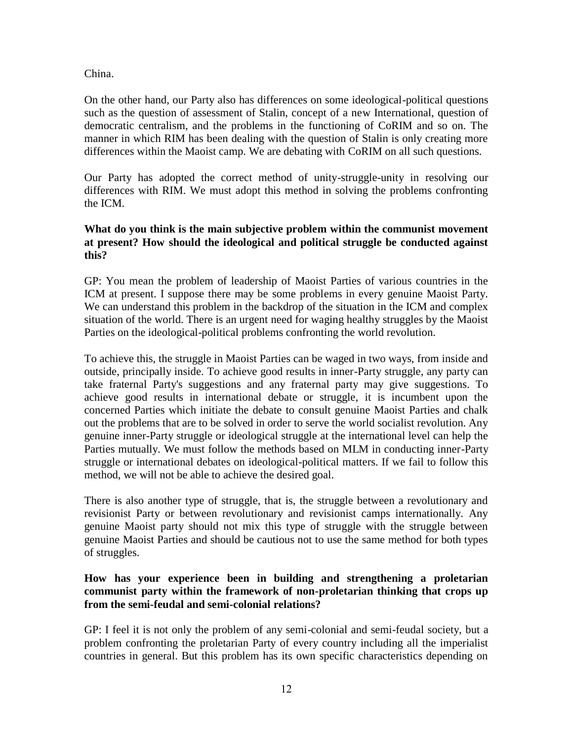China.

On the other hand, our Party also has differences on some ideological-political questions such as the question of assessment of Stalin, concept of a new International, question of democratic centralism, and the problems in the functioning of CoRIM and so on. The manner in which RIM has been dealing with the question of Stalin is only creating more differences within the Maoist camp. We are debating with CoRIM on all such questions.

Our Party has adopted the correct method of unity-struggle-unity in resolving our differences with RIM. We must adopt this method in solving the problems confronting the ICM.

**What do you think is the main subjective problem within the communist movement at present? How should the ideological and political struggle be conducted against this?**

GP: You mean the problem of leadership of Maoist Parties of various countries in the ICM at present. I suppose there may be some problems in every genuine Maoist Party. We can understand this problem in the backdrop of the situation in the ICM and complex situation of the world. There is an urgent need for waging healthy struggles by the Maoist Parties on the ideological-political problems confronting the world revolution.

To achieve this, the struggle in Maoist Parties can be waged in two ways, from inside and outside, principally inside. To achieve good results in inner-Party struggle, any party can take fraternal Party's suggestions and any fraternal party may give suggestions. To achieve good results in international debate or struggle, it is incumbent upon the concerned Parties which initiate the debate to consult genuine Maoist Parties and chalk out the problems that are to be solved in order to serve the world socialist revolution. Any genuine inner-Party struggle or ideological struggle at the international level can help the Parties mutually. We must follow the methods based on MLM in conducting inner-Party struggle or international debates on ideological-political matters. If we fail to follow this method, we will not be able to achieve the desired goal.

There is also another type of struggle, that is, the struggle between a revolutionary and revisionist Party or between revolutionary and revisionist camps internationally. Any genuine Maoist party should not mix this type of struggle with the struggle between genuine Maoist Parties and should be cautious not to use the same method for both types of struggles.

**How has your experience been in building and strengthening a proletarian communist party within the framework of non-proletarian thinking that crops up from the semi-feudal and semi-colonial relations?**

GP: I feel it is not only the problem of any semi-colonial and semi-feudal society, but a problem confronting the proletarian Party of every country including all the imperialist countries in general. But this problem has its own specific characteristics depending on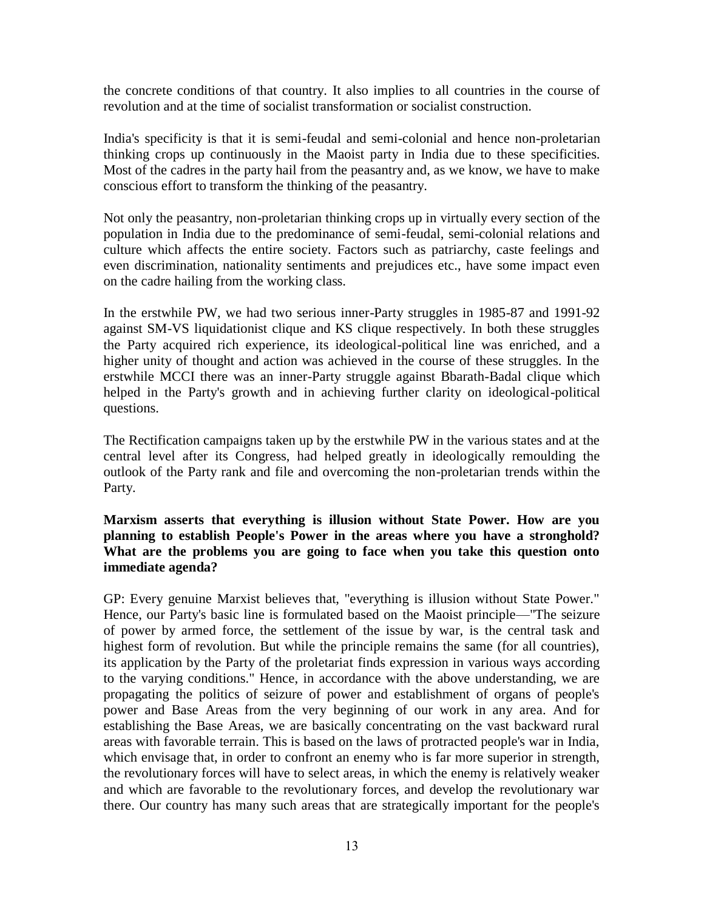the concrete conditions of that country. It also implies to all countries in the course of revolution and at the time of socialist transformation or socialist construction.

India's specificity is that it is semi-feudal and semi-colonial and hence non-proletarian thinking crops up continuously in the Maoist party in India due to these specificities. Most of the cadres in the party hail from the peasantry and, as we know, we have to make conscious effort to transform the thinking of the peasantry.

Not only the peasantry, non-proletarian thinking crops up in virtually every section of the population in India due to the predominance of semi-feudal, semi-colonial relations and culture which affects the entire society. Factors such as patriarchy, caste feelings and even discrimination, nationality sentiments and prejudices etc., have some impact even on the cadre hailing from the working class.

In the erstwhile PW, we had two serious inner-Party struggles in 1985-87 and 1991-92 against SM-VS liquidationist clique and KS clique respectively. In both these struggles the Party acquired rich experience, its ideological-political line was enriched, and a higher unity of thought and action was achieved in the course of these struggles. In the erstwhile MCCI there was an inner-Party struggle against Bbarath-Badal clique which helped in the Party's growth and in achieving further clarity on ideological-political questions.

The Rectification campaigns taken up by the erstwhile PW in the various states and at the central level after its Congress, had helped greatly in ideologically remoulding the outlook of the Party rank and file and overcoming the non-proletarian trends within the Party.

**Marxism asserts that everything is illusion without State Power. How are you planning to establish People's Power in the areas where you have a stronghold? What are the problems you are going to face when you take this question onto immediate agenda?**

GP: Every genuine Marxist believes that, "everything is illusion without State Power." Hence, our Party's basic line is formulated based on the Maoist principle—"The seizure of power by armed force, the settlement of the issue by war, is the central task and highest form of revolution. But while the principle remains the same (for all countries), its application by the Party of the proletariat finds expression in various ways according to the varying conditions." Hence, in accordance with the above understanding, we are propagating the politics of seizure of power and establishment of organs of people's power and Base Areas from the very beginning of our work in any area. And for establishing the Base Areas, we are basically concentrating on the vast backward rural areas with favorable terrain. This is based on the laws of protracted people's war in India, which envisage that, in order to confront an enemy who is far more superior in strength, the revolutionary forces will have to select areas, in which the enemy is relatively weaker and which are favorable to the revolutionary forces, and develop the revolutionary war there. Our country has many such areas that are strategically important for the people's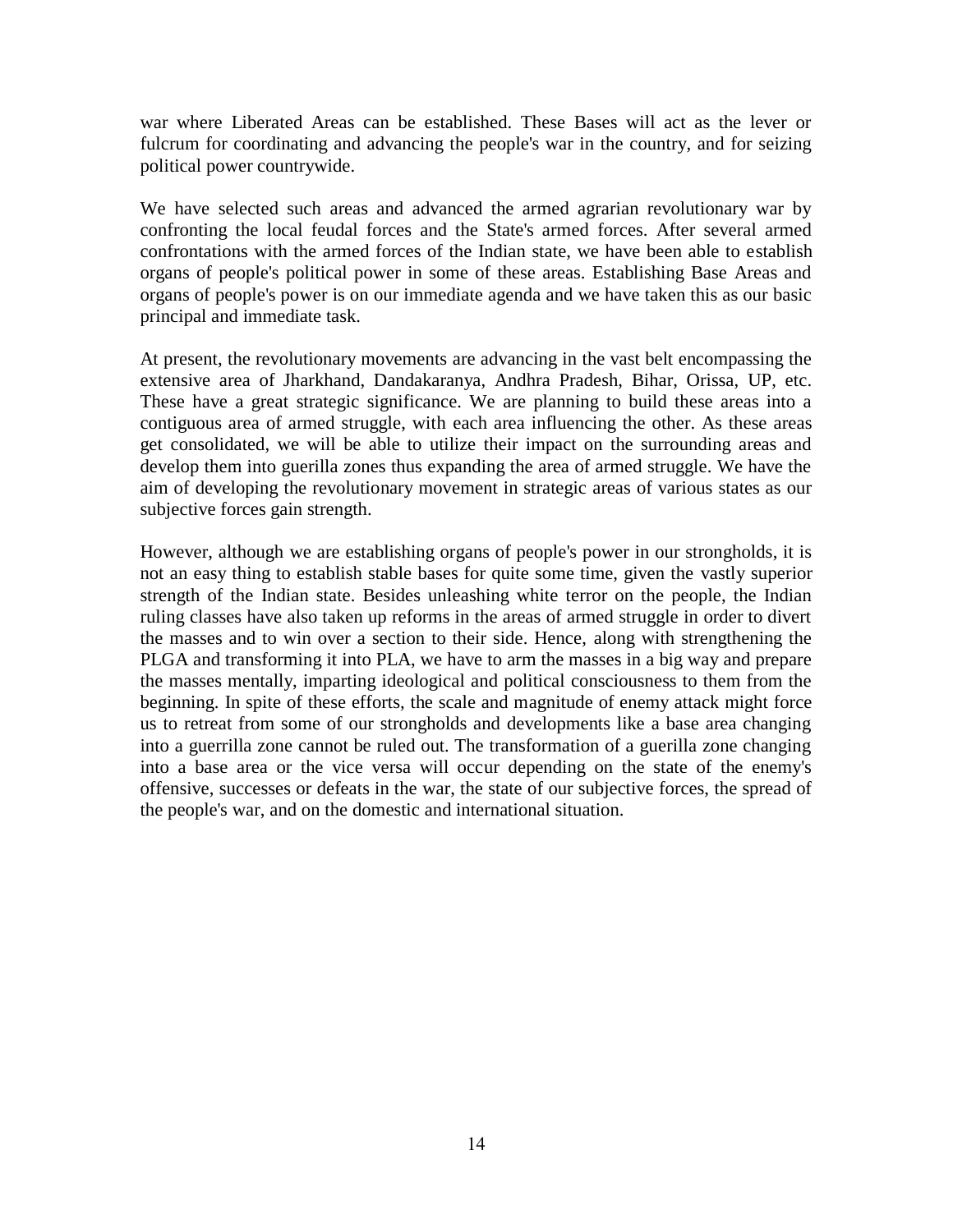war where Liberated Areas can be established. These Bases will act as the lever or fulcrum for coordinating and advancing the people's war in the country, and for seizing political power countrywide.

We have selected such areas and advanced the armed agrarian revolutionary war by confronting the local feudal forces and the State's armed forces. After several armed confrontations with the armed forces of the Indian state, we have been able to establish organs of people's political power in some of these areas. Establishing Base Areas and organs of people's power is on our immediate agenda and we have taken this as our basic principal and immediate task.

At present, the revolutionary movements are advancing in the vast belt encompassing the extensive area of Jharkhand, Dandakaranya, Andhra Pradesh, Bihar, Orissa, UP, etc. These have a great strategic significance. We are planning to build these areas into a contiguous area of armed struggle, with each area influencing the other. As these areas get consolidated, we will be able to utilize their impact on the surrounding areas and develop them into guerilla zones thus expanding the area of armed struggle. We have the aim of developing the revolutionary movement in strategic areas of various states as our subjective forces gain strength.

However, although we are establishing organs of people's power in our strongholds, it is not an easy thing to establish stable bases for quite some time, given the vastly superior strength of the Indian state. Besides unleashing white terror on the people, the Indian ruling classes have also taken up reforms in the areas of armed struggle in order to divert the masses and to win over a section to their side. Hence, along with strengthening the PLGA and transforming it into PLA, we have to arm the masses in a big way and prepare the masses mentally, imparting ideological and political consciousness to them from the beginning. In spite of these efforts, the scale and magnitude of enemy attack might force us to retreat from some of our strongholds and developments like a base area changing into a guerrilla zone cannot be ruled out. The transformation of a guerilla zone changing into a base area or the vice versa will occur depending on the state of the enemy's offensive, successes or defeats in the war, the state of our subjective forces, the spread of the people's war, and on the domestic and international situation.